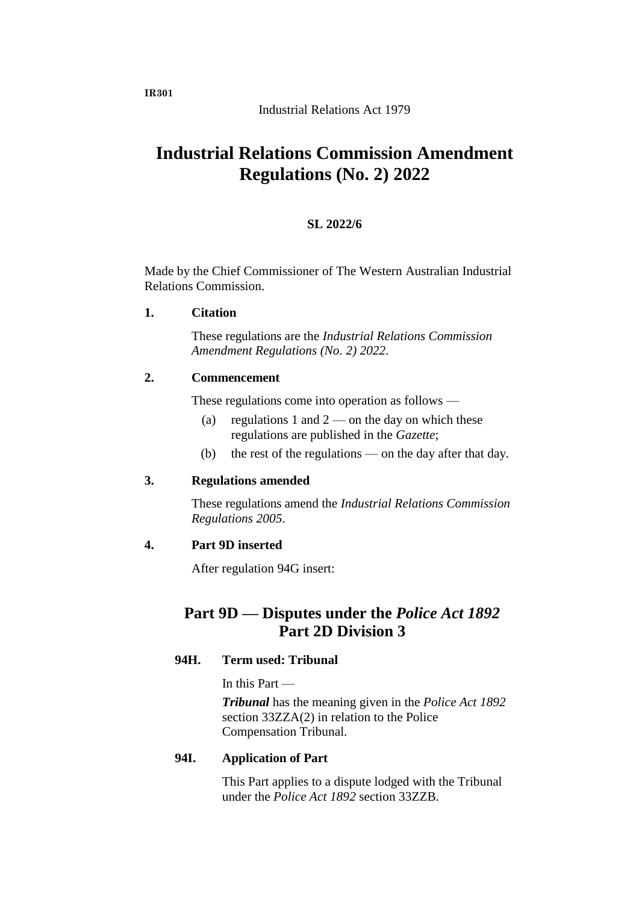IR301

Industrial Relations Act 1979

# Industrial Relations Commission Amendment Regulations (No. 2) 2022

**SL 2022/6**

Made by the Chief Commissioner of The Western Australian Industrial Relations Commission.

**1. Citation**

These regulations are the *Industrial Relations Commission Amendment Regulations (No. 2) 2022*.

**2. Commencement**

These regulations come into operation as follows —

(a) regulations 1 and 2 — on the day on which these regulations are published in the *Gazette*;

(b) the rest of the regulations — on the day after that day.

**3. Regulations amended**

These regulations amend the *Industrial Relations Commission Regulations 2005*.

**4. Part 9D inserted**

After regulation 94G insert:

## Part 9D — Disputes under the *Police Act 1892* Part 2D Division 3

**94H. Term used: Tribunal**

In this Part —

***Tribunal*** has the meaning given in the *Police Act 1892* section 33ZZA(2) in relation to the Police Compensation Tribunal.

**94I. Application of Part**

This Part applies to a dispute lodged with the Tribunal under the *Police Act 1892* section 33ZZB.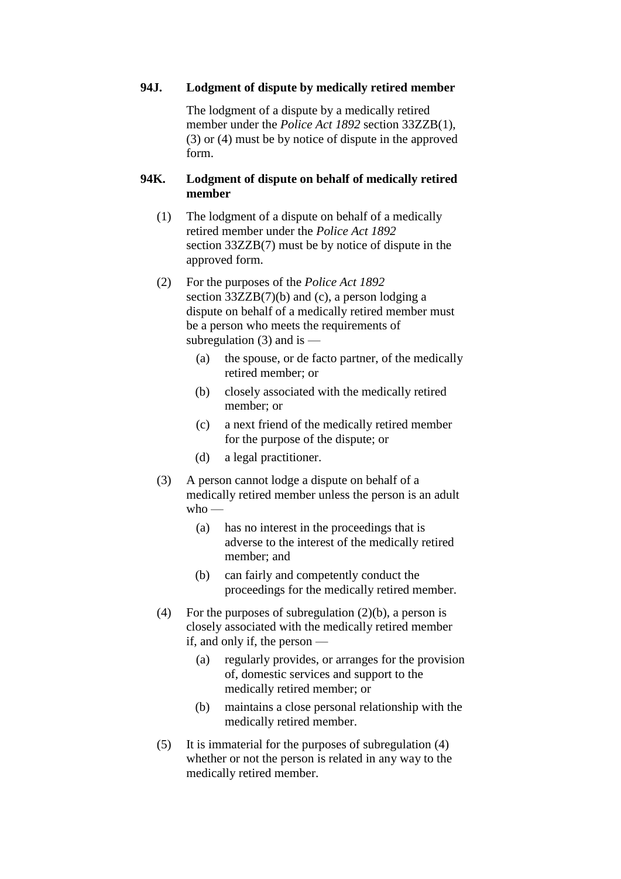### 94J. Lodgment of dispute by medically retired member

The lodgment of a dispute by a medically retired member under the *Police Act 1892* section 33ZZB(1), (3) or (4) must be by notice of dispute in the approved form.

### 94K. Lodgment of dispute on behalf of medically retired member

(1) The lodgment of a dispute on behalf of a medically retired member under the *Police Act 1892* section 33ZZB(7) must be by notice of dispute in the approved form.

(2) For the purposes of the *Police Act 1892* section 33ZZB(7)(b) and (c), a person lodging a dispute on behalf of a medically retired member must be a person who meets the requirements of subregulation (3) and is —

- (a) the spouse, or de facto partner, of the medically retired member; or
- (b) closely associated with the medically retired member; or
- (c) a next friend of the medically retired member for the purpose of the dispute; or
- (d) a legal practitioner.

(3) A person cannot lodge a dispute on behalf of a medically retired member unless the person is an adult who —

- (a) has no interest in the proceedings that is adverse to the interest of the medically retired member; and
- (b) can fairly and competently conduct the proceedings for the medically retired member.

(4) For the purposes of subregulation (2)(b), a person is closely associated with the medically retired member if, and only if, the person —

- (a) regularly provides, or arranges for the provision of, domestic services and support to the medically retired member; or
- (b) maintains a close personal relationship with the medically retired member.

(5) It is immaterial for the purposes of subregulation (4) whether or not the person is related in any way to the medically retired member.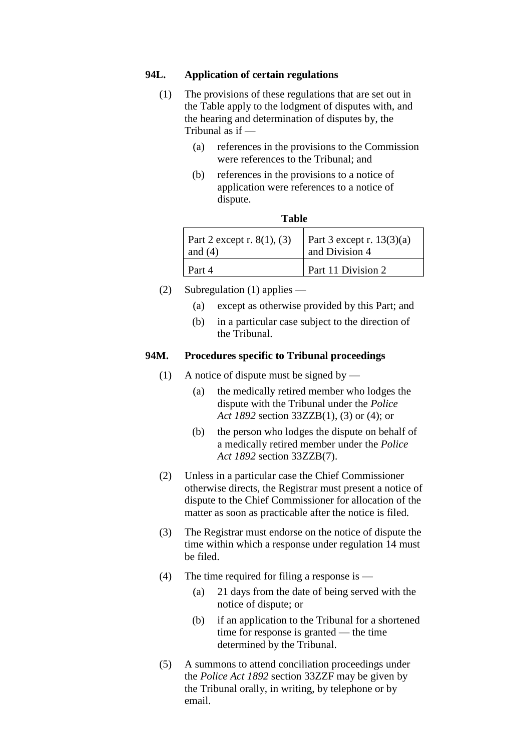### 94L. Application of certain regulations

(1) The provisions of these regulations that are set out in the Table apply to the lodgment of disputes with, and the hearing and determination of disputes by, the Tribunal as if —

(a) references in the provisions to the Commission were references to the Tribunal; and

(b) references in the provisions to a notice of application were references to a notice of dispute.

**Table**

| | |
|---|---|
| Part 2 except r. 8(1), (3) and (4) | Part 3 except r. 13(3)(a) and Division 4 |
| Part 4 | Part 11 Division 2 |

(2) Subregulation (1) applies —

(a) except as otherwise provided by this Part; and

(b) in a particular case subject to the direction of the Tribunal.

### 94M. Procedures specific to Tribunal proceedings

(1) A notice of dispute must be signed by —

(a) the medically retired member who lodges the dispute with the Tribunal under the *Police Act 1892* section 33ZZB(1), (3) or (4); or

(b) the person who lodges the dispute on behalf of a medically retired member under the *Police Act 1892* section 33ZZB(7).

(2) Unless in a particular case the Chief Commissioner otherwise directs, the Registrar must present a notice of dispute to the Chief Commissioner for allocation of the matter as soon as practicable after the notice is filed.

(3) The Registrar must endorse on the notice of dispute the time within which a response under regulation 14 must be filed.

(4) The time required for filing a response is —

(a) 21 days from the date of being served with the notice of dispute; or

(b) if an application to the Tribunal for a shortened time for response is granted — the time determined by the Tribunal.

(5) A summons to attend conciliation proceedings under the *Police Act 1892* section 33ZZF may be given by the Tribunal orally, in writing, by telephone or by email.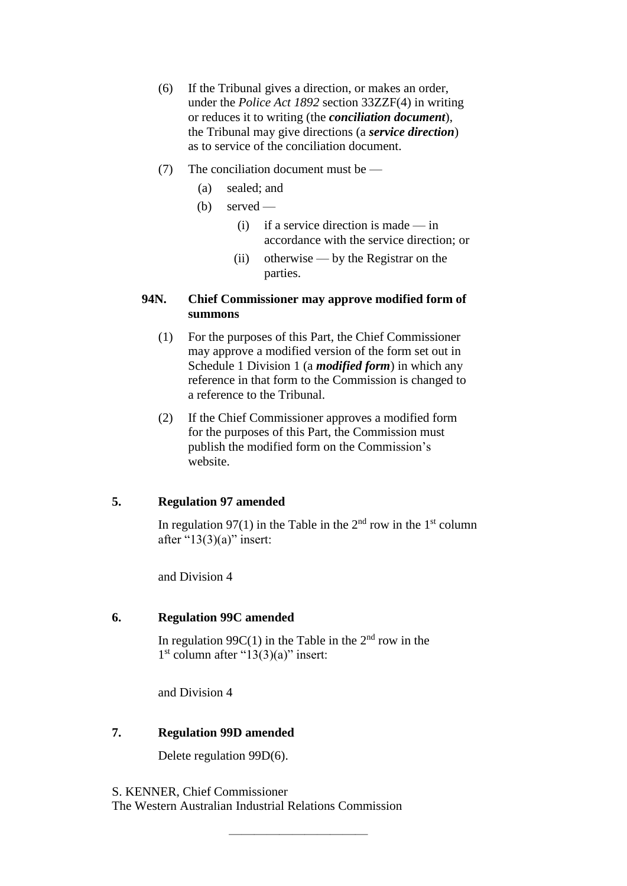(6) If the Tribunal gives a direction, or makes an order, under the *Police Act 1892* section 33ZZF(4) in writing or reduces it to writing (the ***conciliation document***), the Tribunal may give directions (a ***service direction***) as to service of the conciliation document.

(7) The conciliation document must be —

(a) sealed; and

(b) served —

(i) if a service direction is made — in accordance with the service direction; or

(ii) otherwise — by the Registrar on the parties.

**94N. Chief Commissioner may approve modified form of summons**

(1) For the purposes of this Part, the Chief Commissioner may approve a modified version of the form set out in Schedule 1 Division 1 (a ***modified form***) in which any reference in that form to the Commission is changed to a reference to the Tribunal.

(2) If the Chief Commissioner approves a modified form for the purposes of this Part, the Commission must publish the modified form on the Commission's website.

**5. Regulation 97 amended**

In regulation 97(1) in the Table in the 2nd row in the 1st column after "13(3)(a)" insert:

and Division 4

**6. Regulation 99C amended**

In regulation 99C(1) in the Table in the 2nd row in the 1st column after "13(3)(a)" insert:

and Division 4

**7. Regulation 99D amended**

Delete regulation 99D(6).

S. KENNER, Chief Commissioner
The Western Australian Industrial Relations Commission

———————————